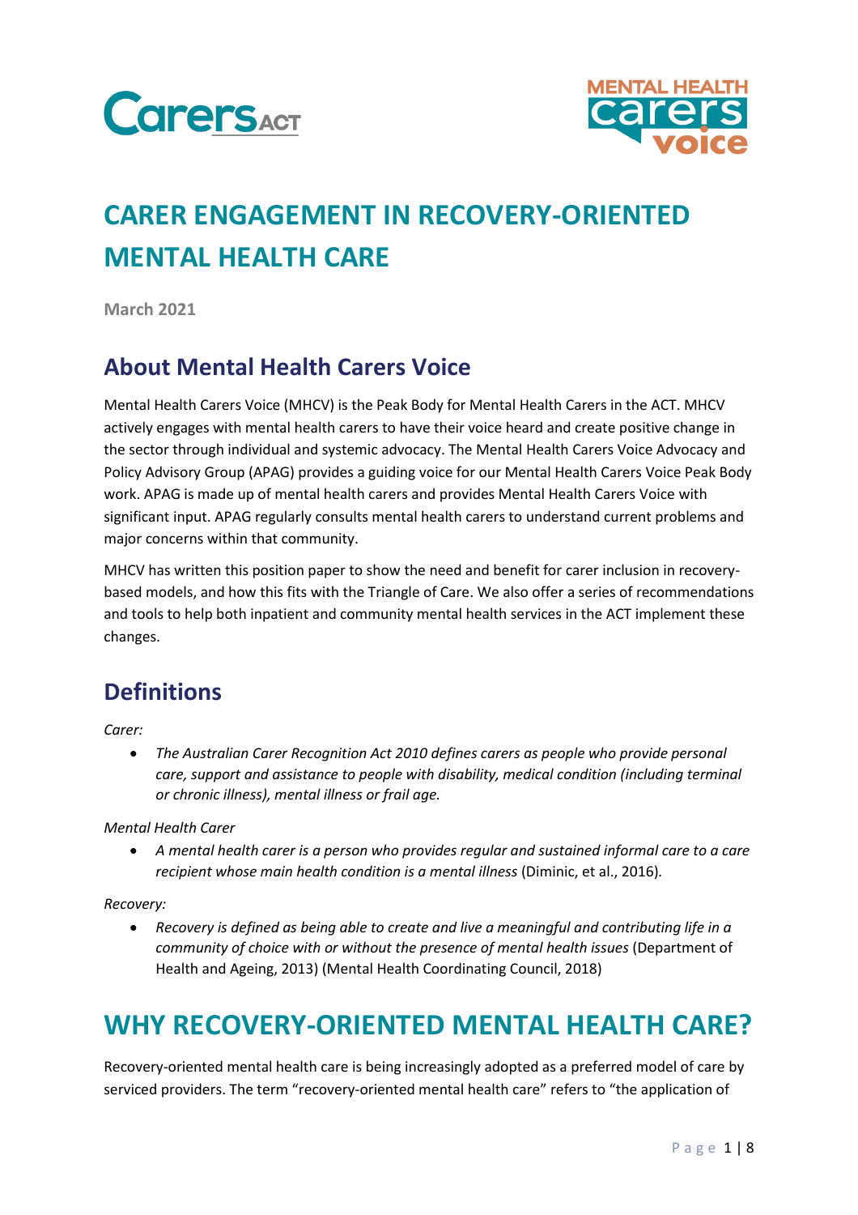# CARER ENGAGEMENT IN RECOVERY-ORIENTED MENTAL HEALTH CARE

**March 2021**

## About Mental Health Carers Voice

Mental Health Carers Voice (MHCV) is the Peak Body for Mental Health Carers in the ACT. MHCV actively engages with mental health carers to have their voice heard and create positive change in the sector through individual and systemic advocacy. The Mental Health Carers Voice Advocacy and Policy Advisory Group (APAG) provides a guiding voice for our Mental Health Carers Voice Peak Body work. APAG is made up of mental health carers and provides Mental Health Carers Voice with significant input. APAG regularly consults mental health carers to understand current problems and major concerns within that community.

MHCV has written this position paper to show the need and benefit for carer inclusion in recovery-based models, and how this fits with the Triangle of Care. We also offer a series of recommendations and tools to help both inpatient and community mental health services in the ACT implement these changes.

## Definitions

*Carer:*

- *The Australian Carer Recognition Act 2010 defines carers as people who provide personal care, support and assistance to people with disability, medical condition (including terminal or chronic illness), mental illness or frail age.*

*Mental Health Carer*

- *A mental health carer is a person who provides regular and sustained informal care to a care recipient whose main health condition is a mental illness* (Diminic, et al., 2016)*.*

*Recovery:*

- *Recovery is defined as being able to create and live a meaningful and contributing life in a community of choice with or without the presence of mental health issues* (Department of Health and Ageing, 2013) (Mental Health Coordinating Council, 2018)

# WHY RECOVERY-ORIENTED MENTAL HEALTH CARE?

Recovery-oriented mental health care is being increasingly adopted as a preferred model of care by serviced providers. The term "recovery-oriented mental health care" refers to "the application of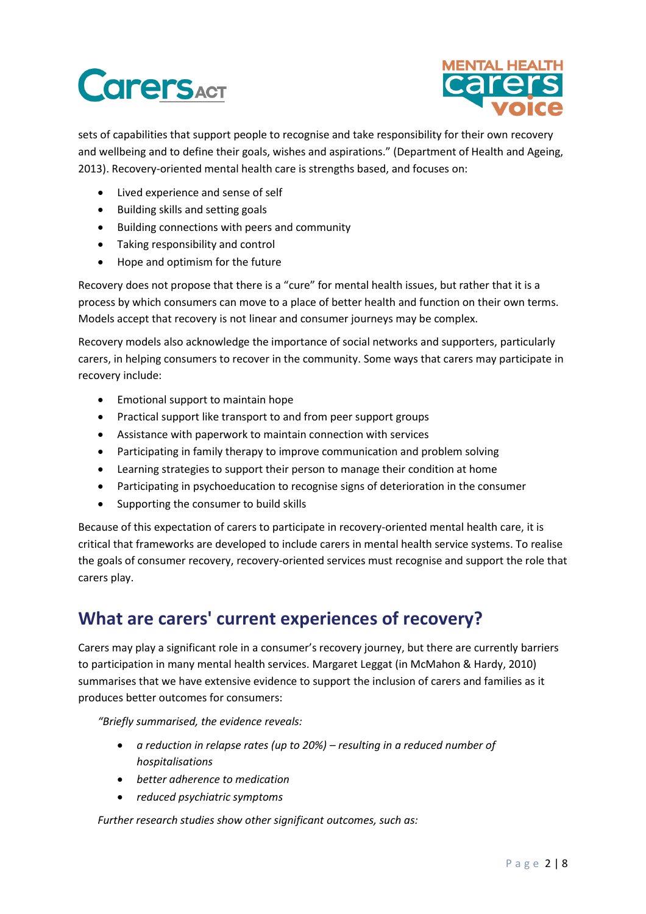sets of capabilities that support people to recognise and take responsibility for their own recovery and wellbeing and to define their goals, wishes and aspirations." (Department of Health and Ageing, 2013). Recovery-oriented mental health care is strengths based, and focuses on:

- Lived experience and sense of self
- Building skills and setting goals
- Building connections with peers and community
- Taking responsibility and control
- Hope and optimism for the future

Recovery does not propose that there is a "cure" for mental health issues, but rather that it is a process by which consumers can move to a place of better health and function on their own terms. Models accept that recovery is not linear and consumer journeys may be complex.

Recovery models also acknowledge the importance of social networks and supporters, particularly carers, in helping consumers to recover in the community. Some ways that carers may participate in recovery include:

- Emotional support to maintain hope
- Practical support like transport to and from peer support groups
- Assistance with paperwork to maintain connection with services
- Participating in family therapy to improve communication and problem solving
- Learning strategies to support their person to manage their condition at home
- Participating in psychoeducation to recognise signs of deterioration in the consumer
- Supporting the consumer to build skills

Because of this expectation of carers to participate in recovery-oriented mental health care, it is critical that frameworks are developed to include carers in mental health service systems. To realise the goals of consumer recovery, recovery-oriented services must recognise and support the role that carers play.

## What are carers' current experiences of recovery?

Carers may play a significant role in a consumer's recovery journey, but there are currently barriers to participation in many mental health services. Margaret Leggat (in McMahon & Hardy, 2010) summarises that we have extensive evidence to support the inclusion of carers and families as it produces better outcomes for consumers:

> *"Briefly summarised, the evidence reveals:*
>
> - *a reduction in relapse rates (up to 20%) – resulting in a reduced number of hospitalisations*
> - *better adherence to medication*
> - *reduced psychiatric symptoms*
>
> *Further research studies show other significant outcomes, such as:*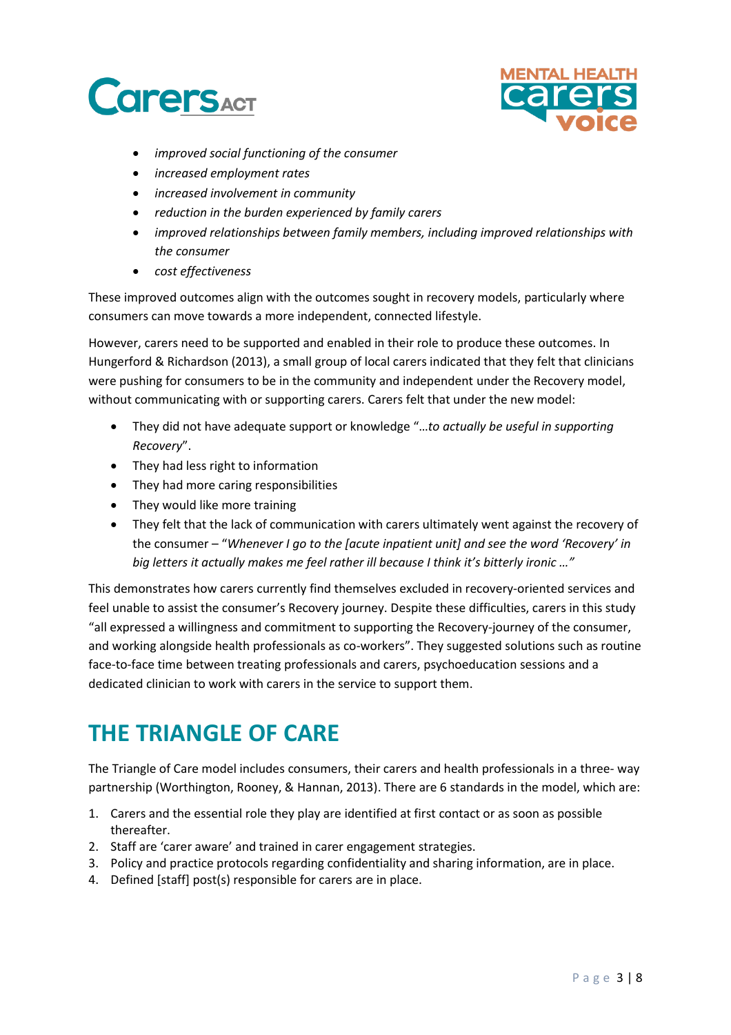- *improved social functioning of the consumer*
- *increased employment rates*
- *increased involvement in community*
- *reduction in the burden experienced by family carers*
- *improved relationships between family members, including improved relationships with the consumer*
- *cost effectiveness*

These improved outcomes align with the outcomes sought in recovery models, particularly where consumers can move towards a more independent, connected lifestyle.

However, carers need to be supported and enabled in their role to produce these outcomes. In Hungerford & Richardson (2013), a small group of local carers indicated that they felt that clinicians were pushing for consumers to be in the community and independent under the Recovery model, without communicating with or supporting carers. Carers felt that under the new model:

- They did not have adequate support or knowledge "*…to actually be useful in supporting Recovery*".
- They had less right to information
- They had more caring responsibilities
- They would like more training
- They felt that the lack of communication with carers ultimately went against the recovery of the consumer – "*Whenever I go to the [acute inpatient unit] and see the word 'Recovery' in big letters it actually makes me feel rather ill because I think it's bitterly ironic …*"

This demonstrates how carers currently find themselves excluded in recovery-oriented services and feel unable to assist the consumer's Recovery journey. Despite these difficulties, carers in this study "all expressed a willingness and commitment to supporting the Recovery-journey of the consumer, and working alongside health professionals as co-workers". They suggested solutions such as routine face-to-face time between treating professionals and carers, psychoeducation sessions and a dedicated clinician to work with carers in the service to support them.

## THE TRIANGLE OF CARE

The Triangle of Care model includes consumers, their carers and health professionals in a three- way partnership (Worthington, Rooney, & Hannan, 2013). There are 6 standards in the model, which are:

1. Carers and the essential role they play are identified at first contact or as soon as possible thereafter.
2. Staff are 'carer aware' and trained in carer engagement strategies.
3. Policy and practice protocols regarding confidentiality and sharing information, are in place.
4. Defined [staff] post(s) responsible for carers are in place.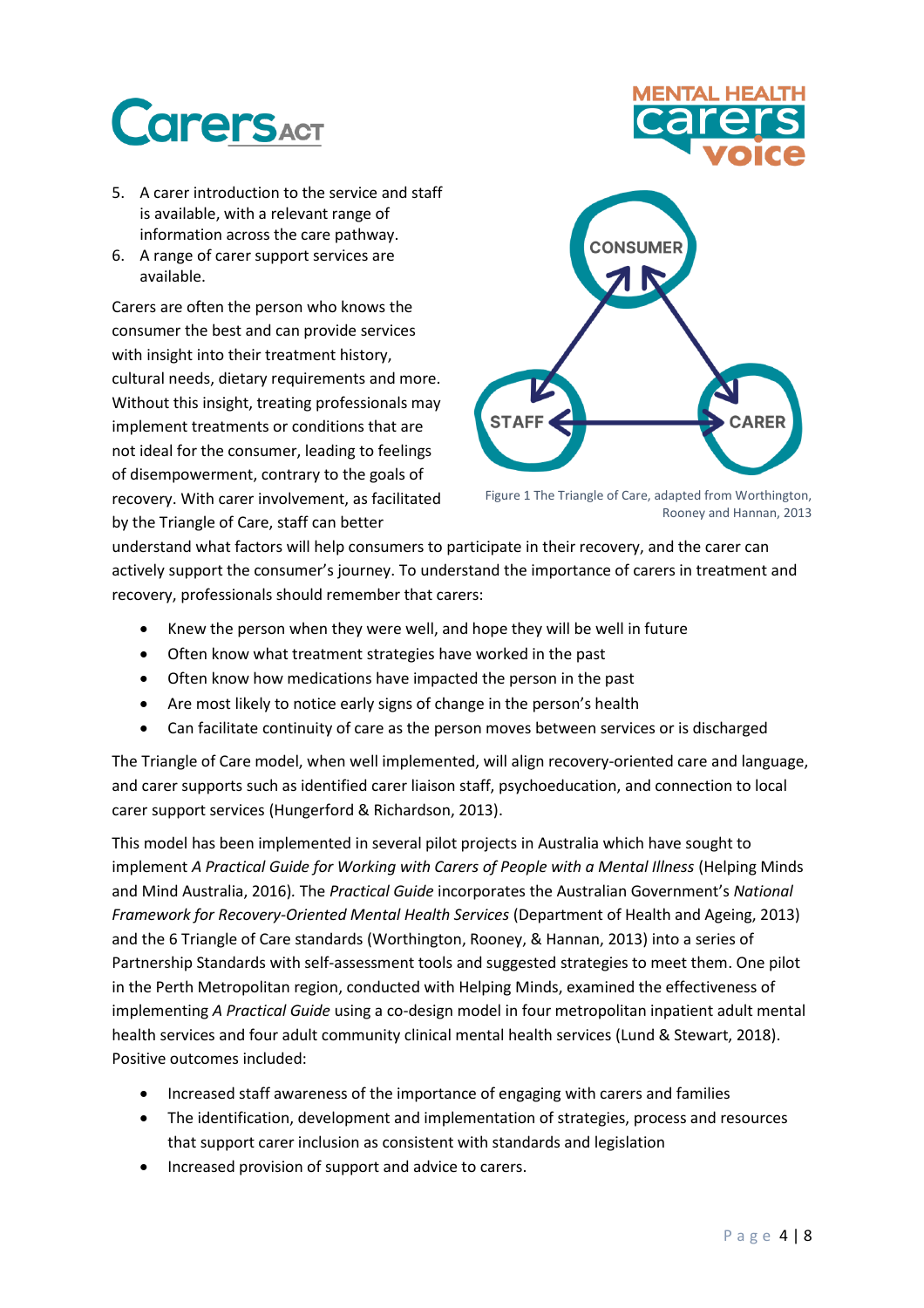5. A carer introduction to the service and staff is available, with a relevant range of information across the care pathway.
6. A range of carer support services are available.

Carers are often the person who knows the consumer the best and can provide services with insight into their treatment history, cultural needs, dietary requirements and more. Without this insight, treating professionals may implement treatments or conditions that are not ideal for the consumer, leading to feelings of disempowerment, contrary to the goals of recovery. With carer involvement, as facilitated by the Triangle of Care, staff can better understand what factors will help consumers to participate in their recovery, and the carer can actively support the consumer's journey. To understand the importance of carers in treatment and recovery, professionals should remember that carers:

Figure 1 The Triangle of Care, adapted from Worthington, Rooney and Hannan, 2013

- Knew the person when they were well, and hope they will be well in future
- Often know what treatment strategies have worked in the past
- Often know how medications have impacted the person in the past
- Are most likely to notice early signs of change in the person's health
- Can facilitate continuity of care as the person moves between services or is discharged

The Triangle of Care model, when well implemented, will align recovery-oriented care and language, and carer supports such as identified carer liaison staff, psychoeducation, and connection to local carer support services (Hungerford & Richardson, 2013).

This model has been implemented in several pilot projects in Australia which have sought to implement *A Practical Guide for Working with Carers of People with a Mental Illness* (Helping Minds and Mind Australia, 2016). The *Practical Guide* incorporates the Australian Government's *National Framework for Recovery-Oriented Mental Health Services* (Department of Health and Ageing, 2013) and the 6 Triangle of Care standards (Worthington, Rooney, & Hannan, 2013) into a series of Partnership Standards with self-assessment tools and suggested strategies to meet them. One pilot in the Perth Metropolitan region, conducted with Helping Minds, examined the effectiveness of implementing *A Practical Guide* using a co-design model in four metropolitan inpatient adult mental health services and four adult community clinical mental health services (Lund & Stewart, 2018). Positive outcomes included:

- Increased staff awareness of the importance of engaging with carers and families
- The identification, development and implementation of strategies, process and resources that support carer inclusion as consistent with standards and legislation
- Increased provision of support and advice to carers.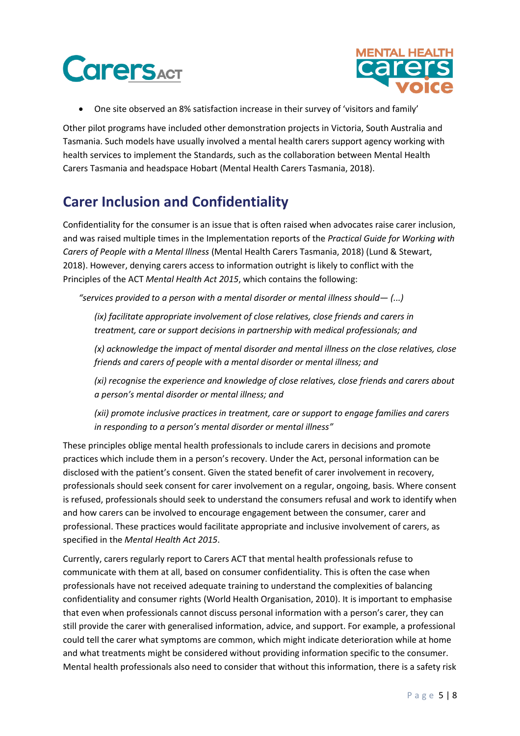- One site observed an 8% satisfaction increase in their survey of 'visitors and family'

Other pilot programs have included other demonstration projects in Victoria, South Australia and Tasmania. Such models have usually involved a mental health carers support agency working with health services to implement the Standards, such as the collaboration between Mental Health Carers Tasmania and headspace Hobart (Mental Health Carers Tasmania, 2018).

## Carer Inclusion and Confidentiality

Confidentiality for the consumer is an issue that is often raised when advocates raise carer inclusion, and was raised multiple times in the Implementation reports of the *Practical Guide for Working with Carers of People with a Mental Illness* (Mental Health Carers Tasmania, 2018) (Lund & Stewart, 2018). However, denying carers access to information outright is likely to conflict with the Principles of the ACT *Mental Health Act 2015*, which contains the following:

> *"services provided to a person with a mental disorder or mental illness should— (...)*
>
> *(ix) facilitate appropriate involvement of close relatives, close friends and carers in treatment, care or support decisions in partnership with medical professionals; and*
>
> *(x) acknowledge the impact of mental disorder and mental illness on the close relatives, close friends and carers of people with a mental disorder or mental illness; and*
>
> *(xi) recognise the experience and knowledge of close relatives, close friends and carers about a person's mental disorder or mental illness; and*
>
> *(xii) promote inclusive practices in treatment, care or support to engage families and carers in responding to a person's mental disorder or mental illness"*

These principles oblige mental health professionals to include carers in decisions and promote practices which include them in a person's recovery. Under the Act, personal information can be disclosed with the patient's consent. Given the stated benefit of carer involvement in recovery, professionals should seek consent for carer involvement on a regular, ongoing, basis. Where consent is refused, professionals should seek to understand the consumers refusal and work to identify when and how carers can be involved to encourage engagement between the consumer, carer and professional. These practices would facilitate appropriate and inclusive involvement of carers, as specified in the *Mental Health Act 2015*.

Currently, carers regularly report to Carers ACT that mental health professionals refuse to communicate with them at all, based on consumer confidentiality. This is often the case when professionals have not received adequate training to understand the complexities of balancing confidentiality and consumer rights (World Health Organisation, 2010). It is important to emphasise that even when professionals cannot discuss personal information with a person's carer, they can still provide the carer with generalised information, advice, and support. For example, a professional could tell the carer what symptoms are common, which might indicate deterioration while at home and what treatments might be considered without providing information specific to the consumer. Mental health professionals also need to consider that without this information, there is a safety risk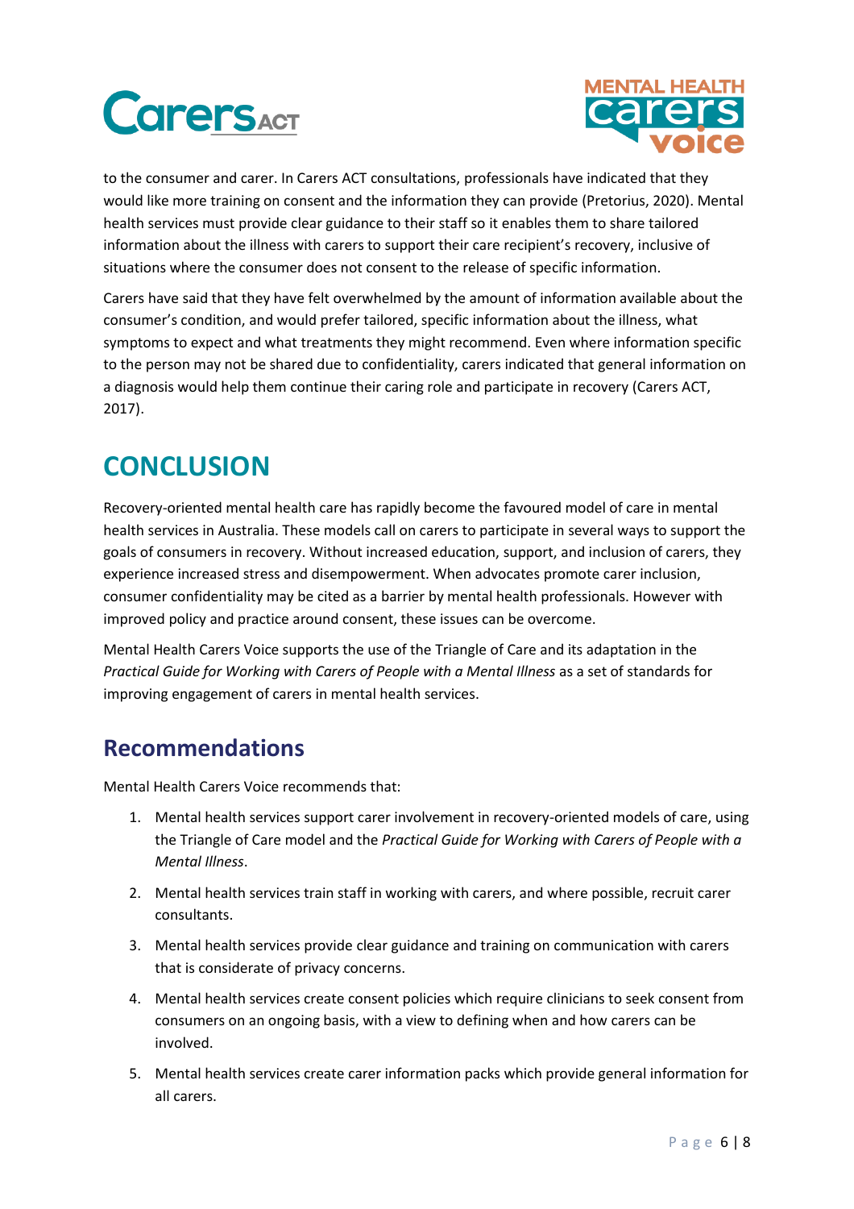to the consumer and carer. In Carers ACT consultations, professionals have indicated that they would like more training on consent and the information they can provide (Pretorius, 2020). Mental health services must provide clear guidance to their staff so it enables them to share tailored information about the illness with carers to support their care recipient's recovery, inclusive of situations where the consumer does not consent to the release of specific information.

Carers have said that they have felt overwhelmed by the amount of information available about the consumer's condition, and would prefer tailored, specific information about the illness, what symptoms to expect and what treatments they might recommend. Even where information specific to the person may not be shared due to confidentiality, carers indicated that general information on a diagnosis would help them continue their caring role and participate in recovery (Carers ACT, 2017).

# CONCLUSION

Recovery-oriented mental health care has rapidly become the favoured model of care in mental health services in Australia. These models call on carers to participate in several ways to support the goals of consumers in recovery. Without increased education, support, and inclusion of carers, they experience increased stress and disempowerment. When advocates promote carer inclusion, consumer confidentiality may be cited as a barrier by mental health professionals. However with improved policy and practice around consent, these issues can be overcome.

Mental Health Carers Voice supports the use of the Triangle of Care and its adaptation in the *Practical Guide for Working with Carers of People with a Mental Illness* as a set of standards for improving engagement of carers in mental health services.

## Recommendations

Mental Health Carers Voice recommends that:

1. Mental health services support carer involvement in recovery-oriented models of care, using the Triangle of Care model and the *Practical Guide for Working with Carers of People with a Mental Illness*.
2. Mental health services train staff in working with carers, and where possible, recruit carer consultants.
3. Mental health services provide clear guidance and training on communication with carers that is considerate of privacy concerns.
4. Mental health services create consent policies which require clinicians to seek consent from consumers on an ongoing basis, with a view to defining when and how carers can be involved.
5. Mental health services create carer information packs which provide general information for all carers.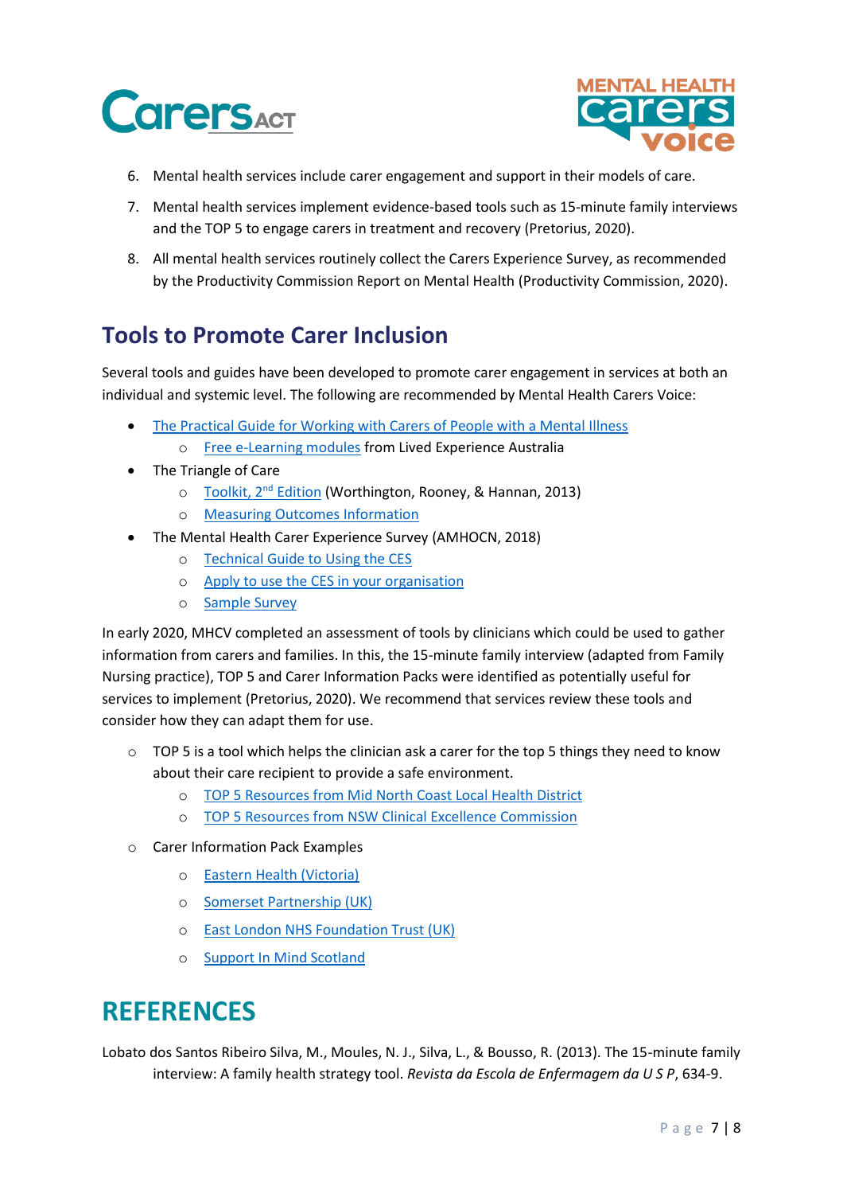6. Mental health services include carer engagement and support in their models of care.
7. Mental health services implement evidence-based tools such as 15-minute family interviews and the TOP 5 to engage carers in treatment and recovery (Pretorius, 2020).
8. All mental health services routinely collect the Carers Experience Survey, as recommended by the Productivity Commission Report on Mental Health (Productivity Commission, 2020).

## Tools to Promote Carer Inclusion

Several tools and guides have been developed to promote carer engagement in services at both an individual and systemic level. The following are recommended by Mental Health Carers Voice:

- The Practical Guide for Working with Carers of People with a Mental Illness
  - Free e-Learning modules from Lived Experience Australia
- The Triangle of Care
  - Toolkit, 2nd Edition (Worthington, Rooney, & Hannan, 2013)
  - Measuring Outcomes Information
- The Mental Health Carer Experience Survey (AMHOCN, 2018)
  - Technical Guide to Using the CES
  - Apply to use the CES in your organisation
  - Sample Survey

In early 2020, MHCV completed an assessment of tools by clinicians which could be used to gather information from carers and families. In this, the 15-minute family interview (adapted from Family Nursing practice), TOP 5 and Carer Information Packs were identified as potentially useful for services to implement (Pretorius, 2020). We recommend that services review these tools and consider how they can adapt them for use.

- TOP 5 is a tool which helps the clinician ask a carer for the top 5 things they need to know about their care recipient to provide a safe environment.
  - TOP 5 Resources from Mid North Coast Local Health District
  - TOP 5 Resources from NSW Clinical Excellence Commission
- Carer Information Pack Examples
  - Eastern Health (Victoria)
  - Somerset Partnership (UK)
  - East London NHS Foundation Trust (UK)
  - Support In Mind Scotland

# REFERENCES

Lobato dos Santos Ribeiro Silva, M., Moules, N. J., Silva, L., & Bousso, R. (2013). The 15-minute family interview: A family health strategy tool. *Revista da Escola de Enfermagem da U S P*, 634-9.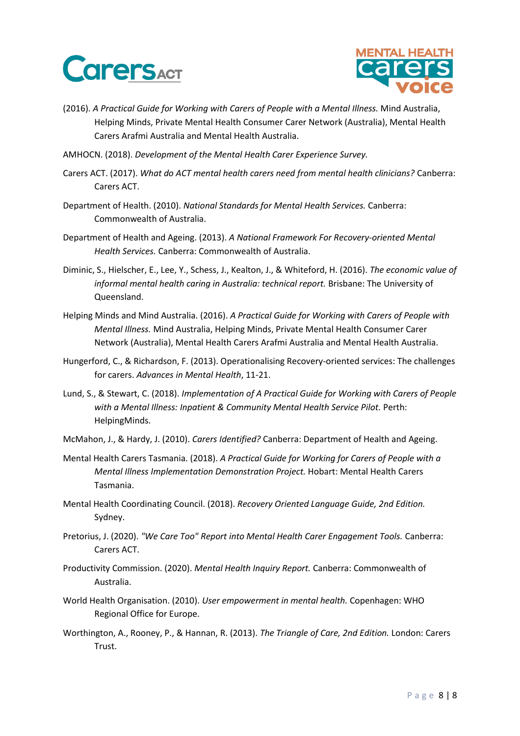(2016). *A Practical Guide for Working with Carers of People with a Mental Illness.* Mind Australia, Helping Minds, Private Mental Health Consumer Carer Network (Australia), Mental Health Carers Arafmi Australia and Mental Health Australia.

AMHOCN. (2018). *Development of the Mental Health Carer Experience Survey.*

Carers ACT. (2017). *What do ACT mental health carers need from mental health clinicians?* Canberra: Carers ACT.

Department of Health. (2010). *National Standards for Mental Health Services.* Canberra: Commonwealth of Australia.

Department of Health and Ageing. (2013). *A National Framework For Recovery-oriented Mental Health Services.* Canberra: Commonwealth of Australia.

Diminic, S., Hielscher, E., Lee, Y., Schess, J., Kealton, J., & Whiteford, H. (2016). *The economic value of informal mental health caring in Australia: technical report.* Brisbane: The University of Queensland.

Helping Minds and Mind Australia. (2016). *A Practical Guide for Working with Carers of People with Mental Illness.* Mind Australia, Helping Minds, Private Mental Health Consumer Carer Network (Australia), Mental Health Carers Arafmi Australia and Mental Health Australia.

Hungerford, C., & Richardson, F. (2013). Operationalising Recovery-oriented services: The challenges for carers. *Advances in Mental Health*, 11-21.

Lund, S., & Stewart, C. (2018). *Implementation of A Practical Guide for Working with Carers of People with a Mental Illness: Inpatient & Community Mental Health Service Pilot.* Perth: HelpingMinds.

McMahon, J., & Hardy, J. (2010). *Carers Identified?* Canberra: Department of Health and Ageing.

Mental Health Carers Tasmania. (2018). *A Practical Guide for Working for Carers of People with a Mental Illness Implementation Demonstration Project.* Hobart: Mental Health Carers Tasmania.

Mental Health Coordinating Council. (2018). *Recovery Oriented Language Guide, 2nd Edition.* Sydney.

Pretorius, J. (2020). *"We Care Too" Report into Mental Health Carer Engagement Tools.* Canberra: Carers ACT.

Productivity Commission. (2020). *Mental Health Inquiry Report.* Canberra: Commonwealth of Australia.

World Health Organisation. (2010). *User empowerment in mental health.* Copenhagen: WHO Regional Office for Europe.

Worthington, A., Rooney, P., & Hannan, R. (2013). *The Triangle of Care, 2nd Edition.* London: Carers Trust.